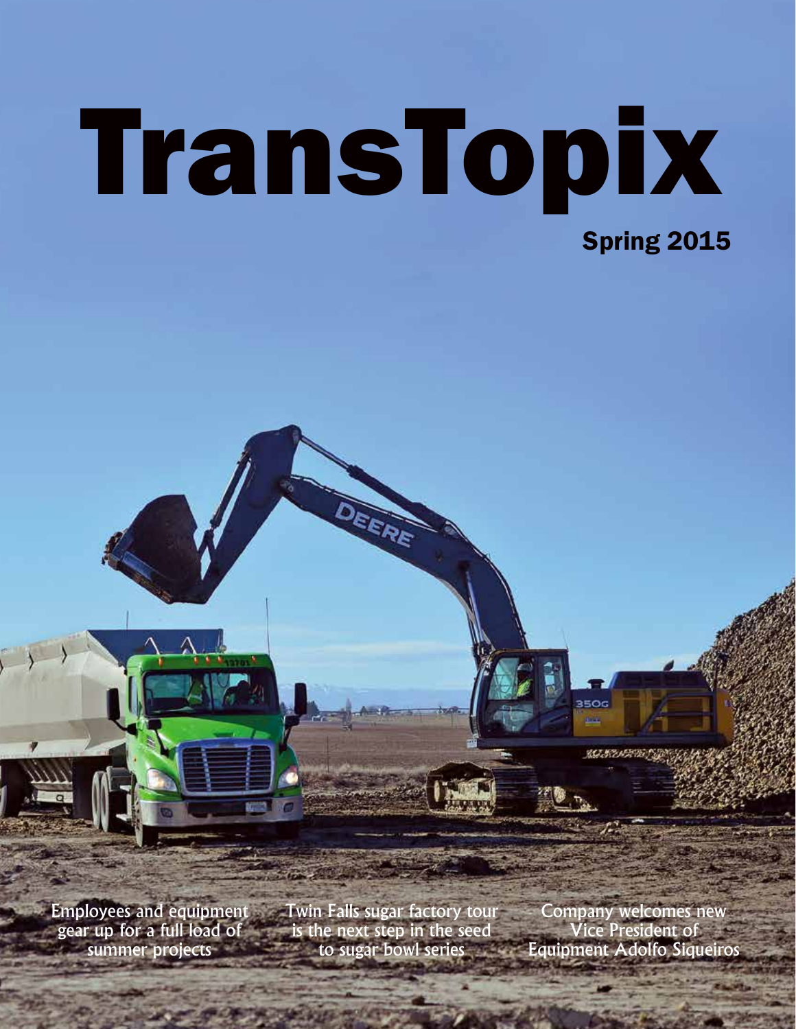# TransTopix

Spring 2015

Employees and equipment gear up for a full load of summer projects

Twin Falls sugar factory tour is the next step in the seed to sugar bowl series

Company welcomes new Vice President of Equipment Adolfo Siqueiros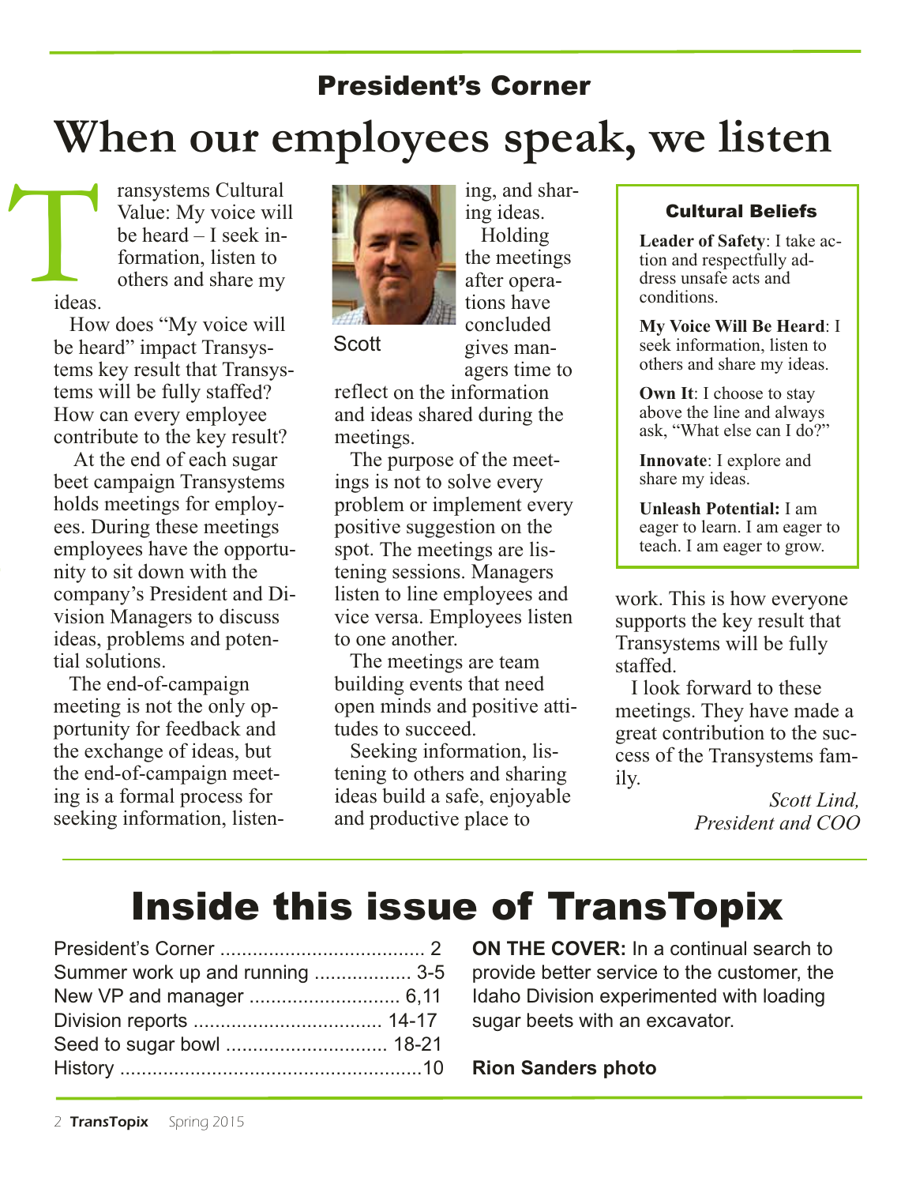## President's Corner

# When our employees speak, we listen

Transystems Cultural Value: My voice will be heard – I seek information, listen to others and share my ideas.

How does "My voice will be heard" impact Transystems key result that Transystems will be fully staffed? How can every employee contribute to the key result?

At the end of each sugar beet campaign Transystems holds meetings for employees. During these meetings employees have the opportunity to sit down with the company's President and Division Managers to discuss ideas, problems and potential solutions.

The end-of-campaign meeting is not the only opportunity for feedback and the exchange of ideas, but the end-of-campaign meeting is a formal process for seeking information, listening, and sharing ideas.

Scott

Holding the meetings after operations have concluded gives managers time to reflect on the information and ideas shared during the meetings.

The purpose of the meetings is not to solve every problem or implement every positive suggestion on the spot. The meetings are listening sessions. Managers listen to line employees and vice versa. Employees listen to one another.

The meetings are team building events that need open minds and positive attitudes to succeed.

Seeking information, listening to others and sharing ideas build a safe, enjoyable and productive place to work. This is how everyone supports the key result that Transystems will be fully staffed.

I look forward to these meetings. They have made a great contribution to the success of the Transystems family.

*Scott Lind,*
*President and COO*

### Cultural Beliefs

**Leader of Safety**: I take action and respectfully address unsafe acts and conditions.

**My Voice Will Be Heard**: I seek information, listen to others and share my ideas.

**Own It**: I choose to stay above the line and always ask, "What else can I do?"

**Innovate**: I explore and share my ideas.

**Unleash Potential:** I am eager to learn. I am eager to teach. I am eager to grow.

# Inside this issue of TransTopix

President's Corner ...................................... 2
Summer work up and running .................. 3-5
New VP and manager ............................ 6,11
Division reports .................................. 14-17
Seed to sugar bowl .............................. 18-21
History ........................................................10

**ON THE COVER:** In a continual search to provide better service to the customer, the Idaho Division experimented with loading sugar beets with an excavator.

**Rion Sanders photo**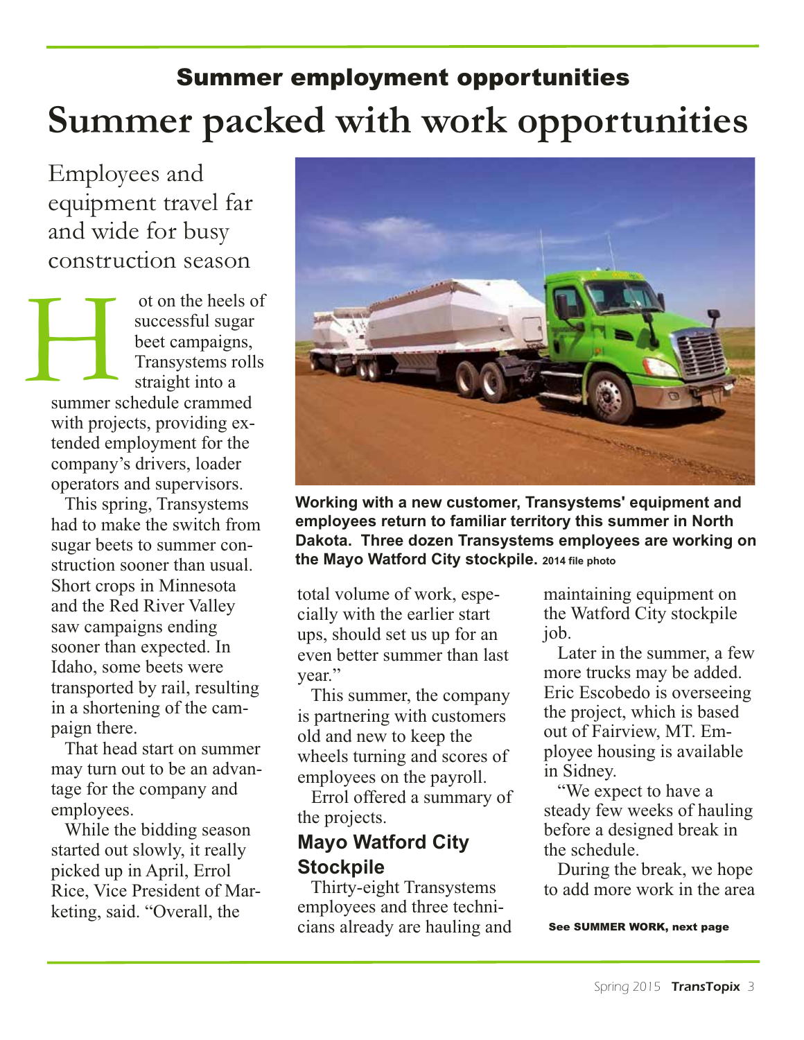## Summer employment opportunities

# Summer packed with work opportunities

Employees and equipment travel far and wide for busy construction season

Hot on the heels of successful sugar beet campaigns, Transystems rolls straight into a summer schedule crammed with projects, providing extended employment for the company's drivers, loader operators and supervisors.

This spring, Transystems had to make the switch from sugar beets to summer construction sooner than usual. Short crops in Minnesota and the Red River Valley saw campaigns ending sooner than expected. In Idaho, some beets were transported by rail, resulting in a shortening of the campaign there.

That head start on summer may turn out to be an advantage for the company and employees.

While the bidding season started out slowly, it really picked up in April, Errol Rice, Vice President of Marketing, said. "Overall, the total volume of work, especially with the earlier start ups, should set us up for an even better summer than last year."

This summer, the company is partnering with customers old and new to keep the wheels turning and scores of employees on the payroll.

Errol offered a summary of the projects.

**Working with a new customer, Transystems' equipment and employees return to familiar territory this summer in North Dakota. Three dozen Transystems employees are working on the Mayo Watford City stockpile.** 2014 file photo

### Mayo Watford City Stockpile

Thirty-eight Transystems employees and three technicians already are hauling and maintaining equipment on the Watford City stockpile job.

Later in the summer, a few more trucks may be added. Eric Escobedo is overseeing the project, which is based out of Fairview, MT. Employee housing is available in Sidney.

"We expect to have a steady few weeks of hauling before a designed break in the schedule.

During the break, we hope to add more work in the area

**See SUMMER WORK, next page**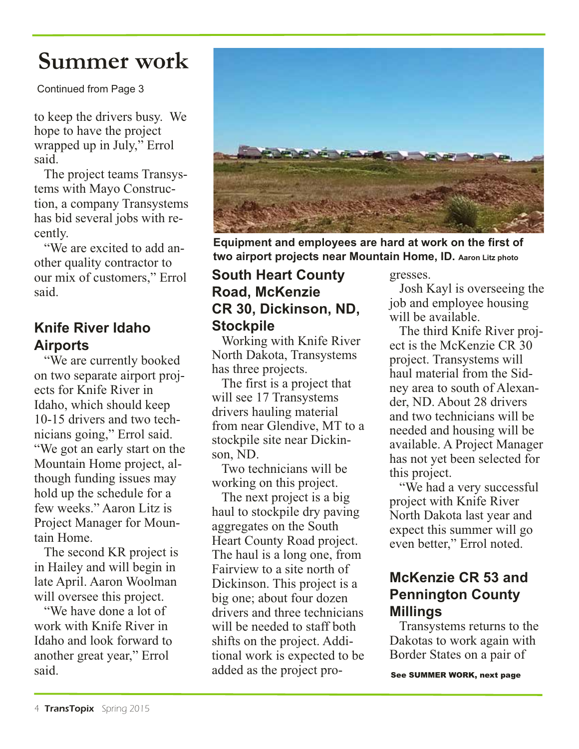# Summer work

Continued from Page 3

to keep the drivers busy. We hope to have the project wrapped up in July," Errol said.

The project teams Transystems with Mayo Construction, a company Transystems has bid several jobs with recently.

"We are excited to add another quality contractor to our mix of customers," Errol said.

## Knife River Idaho Airports

"We are currently booked on two separate airport projects for Knife River in Idaho, which should keep 10-15 drivers and two technicians going," Errol said. "We got an early start on the Mountain Home project, although funding issues may hold up the schedule for a few weeks." Aaron Litz is Project Manager for Mountain Home.

The second KR project is in Hailey and will begin in late April. Aaron Woolman will oversee this project.

"We have done a lot of work with Knife River in Idaho and look forward to another great year," Errol said.

**Equipment and employees are hard at work on the first of two airport projects near Mountain Home, ID.** Aaron Litz photo

## South Heart County Road, McKenzie CR 30, Dickinson, ND, Stockpile

Working with Knife River North Dakota, Transystems has three projects.

The first is a project that will see 17 Transystems drivers hauling material from near Glendive, MT to a stockpile site near Dickinson, ND.

Two technicians will be working on this project.

The next project is a big haul to stockpile dry paving aggregates on the South Heart County Road project. The haul is a long one, from Fairview to a site north of Dickinson. This project is a big one; about four dozen drivers and three technicians will be needed to staff both shifts on the project. Additional work is expected to be added as the project progresses.

Josh Kayl is overseeing the job and employee housing will be available.

The third Knife River project is the McKenzie CR 30 project. Transystems will haul material from the Sidney area to south of Alexander, ND. About 28 drivers and two technicians will be needed and housing will be available. A Project Manager has not yet been selected for this project.

"We had a very successful project with Knife River North Dakota last year and expect this summer will go even better," Errol noted.

## McKenzie CR 53 and Pennington County Millings

Transystems returns to the Dakotas to work again with Border States on a pair of

**See SUMMER WORK, next page**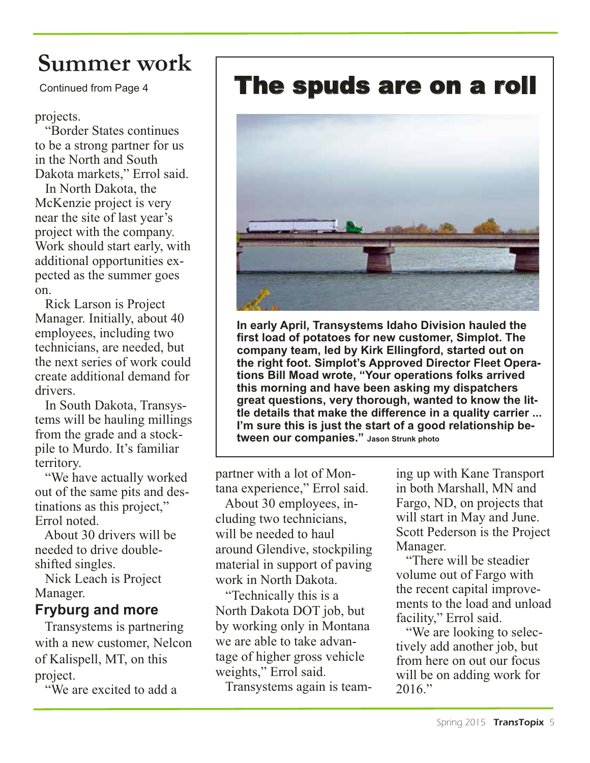# Summer work

Continued from Page 4

projects.

"Border States continues to be a strong partner for us in the North and South Dakota markets," Errol said.

In North Dakota, the McKenzie project is very near the site of last year's project with the company. Work should start early, with additional opportunities expected as the summer goes on.

Rick Larson is Project Manager. Initially, about 40 employees, including two technicians, are needed, but the next series of work could create additional demand for drivers.

In South Dakota, Transystems will be hauling millings from the grade and a stockpile to Murdo. It's familiar territory.

"We have actually worked out of the same pits and destinations as this project," Errol noted.

About 30 drivers will be needed to drive double-shifted singles.

Nick Leach is Project Manager.

### Fryburg and more

Transystems is partnering with a new customer, Nelcon of Kalispell, MT, on this project.

"We are excited to add a partner with a lot of Montana experience," Errol said.

About 30 employees, including two technicians, will be needed to haul around Glendive, stockpiling material in support of paving work in North Dakota.

"Technically this is a North Dakota DOT job, but by working only in Montana we are able to take advantage of higher gross vehicle weights," Errol said.

Transystems again is teaming up with Kane Transport in both Marshall, MN and Fargo, ND, on projects that will start in May and June. Scott Pederson is the Project Manager.

"There will be steadier volume out of Fargo with the recent capital improvements to the load and unload facility," Errol said.

"We are looking to selectively add another job, but from here on out our focus will be on adding work for 2016."

# The spuds are on a roll

**In early April, Transystems Idaho Division hauled the first load of potatoes for new customer, Simplot. The company team, led by Kirk Ellingford, started out on the right foot. Simplot's Approved Director Fleet Operations Bill Moad wrote, "Your operations folks arrived this morning and have been asking my dispatchers great questions, very thorough, wanted to know the little details that make the difference in a quality carrier ... I'm sure this is just the start of a good relationship between our companies."** Jason Strunk photo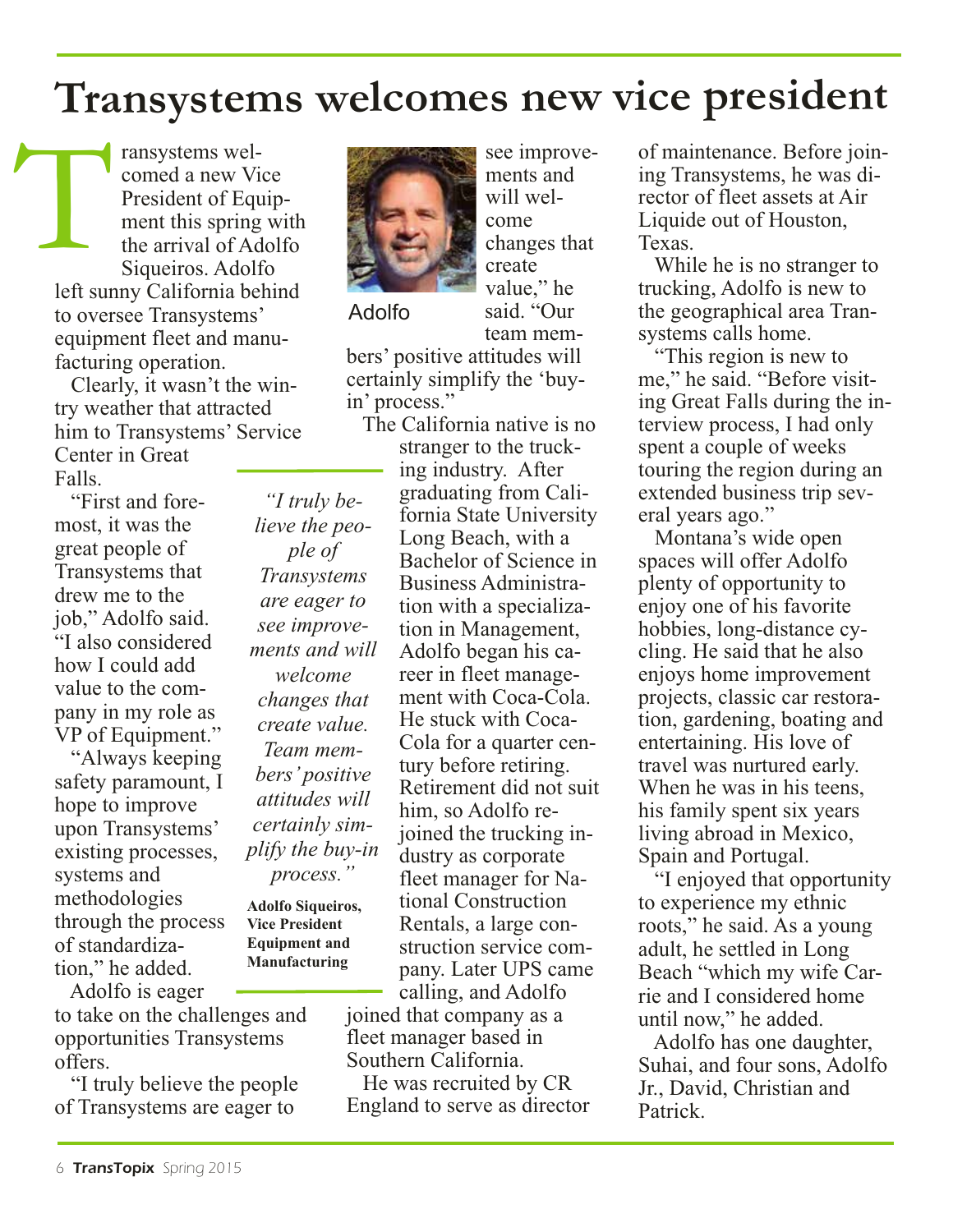# Transystems welcomes new vice president

Transystems welcomed a new Vice President of Equipment this spring with the arrival of Adolfo Siqueiros. Adolfo left sunny California behind to oversee Transystems' equipment fleet and manufacturing operation.

Clearly, it wasn't the wintry weather that attracted him to Transystems' Service Center in Great Falls.

"First and foremost, it was the great people of Transystems that drew me to the job," Adolfo said. "I also considered how I could add value to the company in my role as VP of Equipment."

"Always keeping safety paramount, I hope to improve upon Transystems' existing processes, systems and methodologies through the process of standardization," he added.

Adolfo is eager to take on the challenges and opportunities Transystems offers.

"I truly believe the people of Transystems are eager to see improvements and will welcome changes that create value," he said. "Our team members' positive attitudes will certainly simplify the 'buy-in' process."

Adolfo

> *"I truly believe the people of Transystems are eager to see improvements and will welcome changes that create value. Team members' positive attitudes will certainly simplify the buy-in process."*
>
> **Adolfo Siqueiros, Vice President Equipment and Manufacturing**

The California native is no stranger to the trucking industry. After graduating from California State University Long Beach, with a Bachelor of Science in Business Administration with a specialization in Management, Adolfo began his career in fleet management with Coca-Cola. He stuck with Coca-Cola for a quarter century before retiring. Retirement did not suit him, so Adolfo rejoined the trucking industry as corporate fleet manager for National Construction Rentals, a large construction service company. Later UPS came calling, and Adolfo joined that company as a fleet manager based in Southern California.

He was recruited by CR England to serve as director of maintenance. Before joining Transystems, he was director of fleet assets at Air Liquide out of Houston, Texas.

While he is no stranger to trucking, Adolfo is new to the geographical area Transystems calls home.

"This region is new to me," he said. "Before visiting Great Falls during the interview process, I had only spent a couple of weeks touring the region during an extended business trip several years ago."

Montana's wide open spaces will offer Adolfo plenty of opportunity to enjoy one of his favorite hobbies, long-distance cycling. He said that he also enjoys home improvement projects, classic car restoration, gardening, boating and entertaining. His love of travel was nurtured early. When he was in his teens, his family spent six years living abroad in Mexico, Spain and Portugal.

"I enjoyed that opportunity to experience my ethnic roots," he said. As a young adult, he settled in Long Beach "which my wife Carrie and I considered home until now," he added.

Adolfo has one daughter, Suhai, and four sons, Adolfo Jr., David, Christian and Patrick.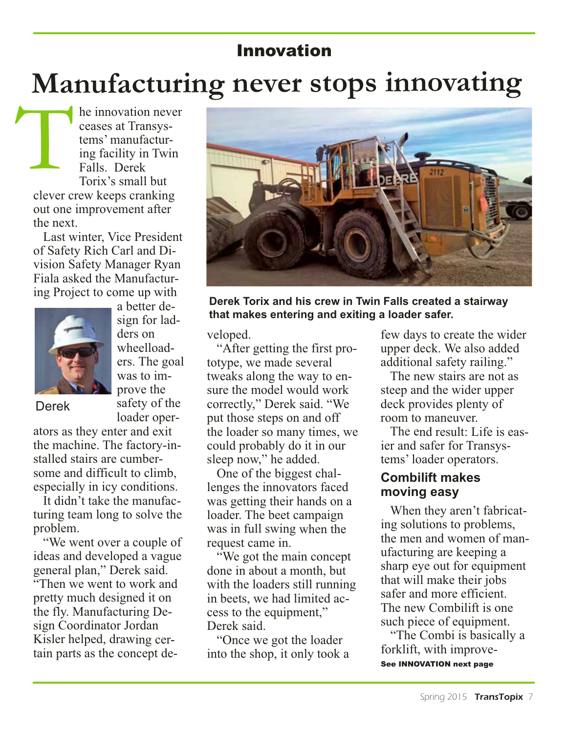## Innovation

# Manufacturing never stops innovating

The innovation never ceases at Transystems' manufacturing facility in Twin Falls. Derek Torix's small but clever crew keeps cranking out one improvement after the next.

Last winter, Vice President of Safety Rich Carl and Division Safety Manager Ryan Fiala asked the Manufacturing Project to come up with a better design for ladders on wheelloaders. The goal was to improve the safety of the loader operators as they enter and exit the machine. The factory-installed stairs are cumbersome and difficult to climb, especially in icy conditions.

Derek

It didn't take the manufacturing team long to solve the problem.

"We went over a couple of ideas and developed a vague general plan," Derek said. "Then we went to work and pretty much designed it on the fly. Manufacturing Design Coordinator Jordan Kisler helped, drawing certain parts as the concept developed.

Derek Torix and his crew in Twin Falls created a stairway that makes entering and exiting a loader safer.

"After getting the first prototype, we made several tweaks along the way to ensure the model would work correctly," Derek said. "We put those steps on and off the loader so many times, we could probably do it in our sleep now," he added.

One of the biggest challenges the innovators faced was getting their hands on a loader. The beet campaign was in full swing when the request came in.

"We got the main concept done in about a month, but with the loaders still running in beets, we had limited access to the equipment," Derek said.

"Once we got the loader into the shop, it only took a few days to create the wider upper deck. We also added additional safety railing."

The new stairs are not as steep and the wider upper deck provides plenty of room to maneuver.

The end result: Life is easier and safer for Transystems' loader operators.

### Combilift makes moving easy

When they aren't fabricating solutions to problems, the men and women of manufacturing are keeping a sharp eye out for equipment that will make their jobs safer and more efficient. The new Combilift is one such piece of equipment.

"The Combi is basically a forklift, with improve-

**See INNOVATION next page**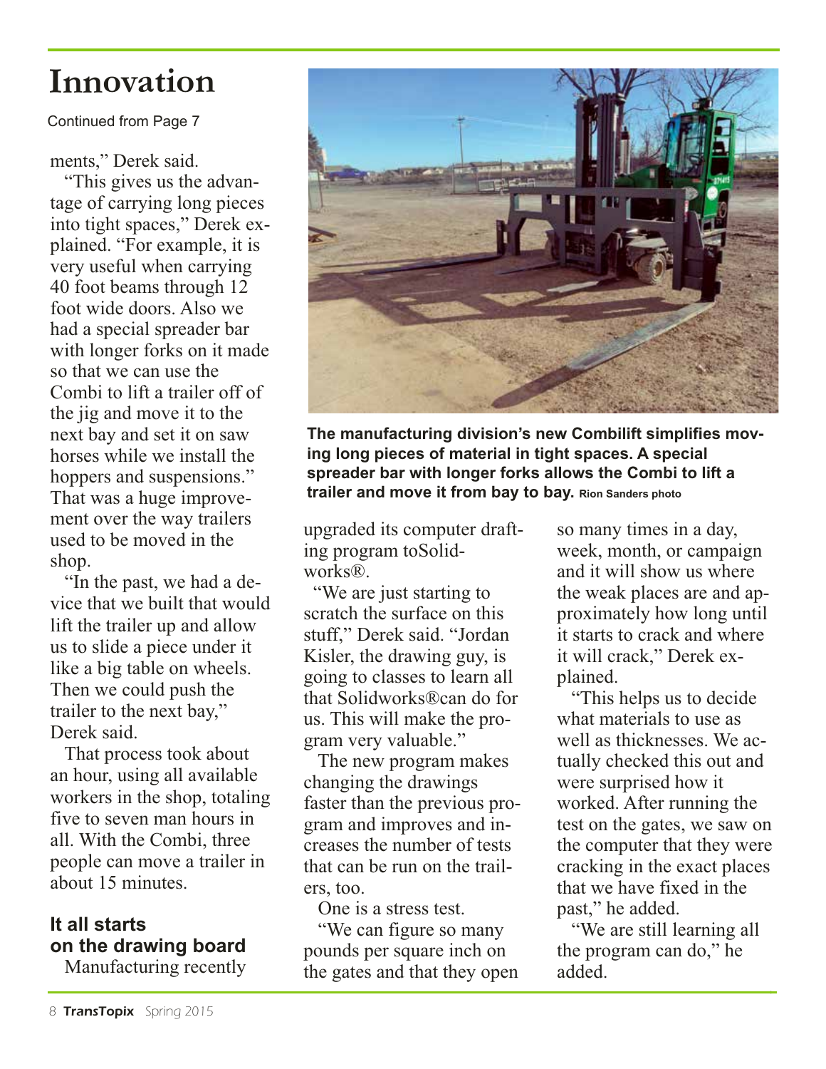# Innovation

Continued from Page 7

ments," Derek said.

"This gives us the advantage of carrying long pieces into tight spaces," Derek explained. "For example, it is very useful when carrying 40 foot beams through 12 foot wide doors. Also we had a special spreader bar with longer forks on it made so that we can use the Combi to lift a trailer off of the jig and move it to the next bay and set it on saw horses while we install the hoppers and suspensions." That was a huge improvement over the way trailers used to be moved in the shop.

"In the past, we had a device that we built that would lift the trailer up and allow us to slide a piece under it like a big table on wheels. Then we could push the trailer to the next bay," Derek said.

That process took about an hour, using all available workers in the shop, totaling five to seven man hours in all. With the Combi, three people can move a trailer in about 15 minutes.

**The manufacturing division's new Combilift simplifies moving long pieces of material in tight spaces. A special spreader bar with longer forks allows the Combi to lift a trailer and move it from bay to bay.** Rion Sanders photo

## It all starts on the drawing board

Manufacturing recently upgraded its computer drafting program toSolidworks®.

"We are just starting to scratch the surface on this stuff," Derek said. "Jordan Kisler, the drawing guy, is going to classes to learn all that Solidworks®can do for us. This will make the program very valuable."

The new program makes changing the drawings faster than the previous program and improves and increases the number of tests that can be run on the trailers, too.

One is a stress test.

"We can figure so many pounds per square inch on the gates and that they open so many times in a day, week, month, or campaign and it will show us where the weak places are and approximately how long until it starts to crack and where it will crack," Derek explained.

"This helps us to decide what materials to use as well as thicknesses. We actually checked this out and were surprised how it worked. After running the test on the gates, we saw on the computer that they were cracking in the exact places that we have fixed in the past," he added.

"We are still learning all the program can do," he added.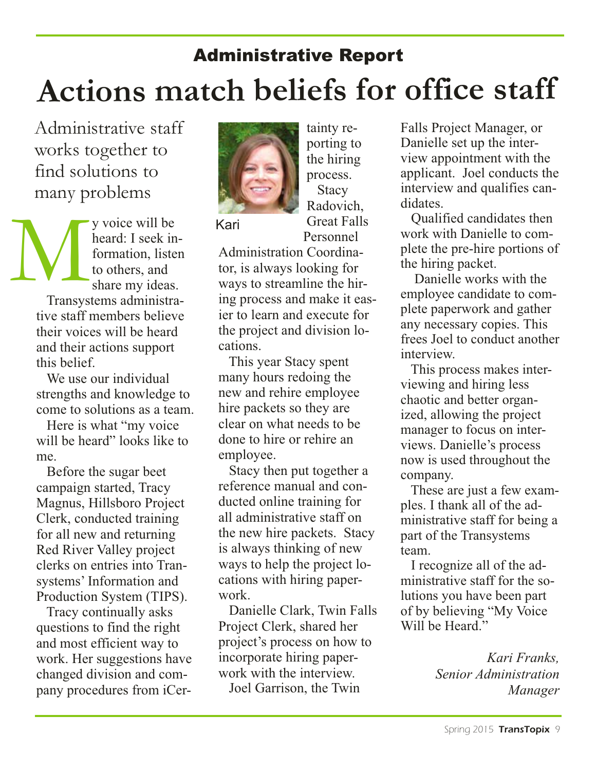## Administrative Report

# Actions match beliefs for office staff

Administrative staff works together to find solutions to many problems

My voice will be heard: I seek information, listen to others, and share my ideas.

Transystems administrative staff members believe their voices will be heard and their actions support this belief.

We use our individual strengths and knowledge to come to solutions as a team.

Here is what "my voice will be heard" looks like to me.

Before the sugar beet campaign started, Tracy Magnus, Hillsboro Project Clerk, conducted training for all new and returning Red River Valley project clerks on entries into Transystems' Information and Production System (TIPS).

Tracy continually asks questions to find the right and most efficient way to work. Her suggestions have changed division and company procedures from iCertainty reporting to the hiring process.

Kari

Stacy Radovich, Great Falls Personnel Administration Coordinator, is always looking for ways to streamline the hiring process and make it easier to learn and execute for the project and division locations.

This year Stacy spent many hours redoing the new and rehire employee hire packets so they are clear on what needs to be done to hire or rehire an employee.

Stacy then put together a reference manual and conducted online training for all administrative staff on the new hire packets. Stacy is always thinking of new ways to help the project locations with hiring paperwork.

Danielle Clark, Twin Falls Project Clerk, shared her project's process on how to incorporate hiring paperwork with the interview.

Joel Garrison, the Twin Falls Project Manager, or Danielle set up the interview appointment with the applicant. Joel conducts the interview and qualifies candidates.

Qualified candidates then work with Danielle to complete the pre-hire portions of the hiring packet.

Danielle works with the employee candidate to complete paperwork and gather any necessary copies. This frees Joel to conduct another interview.

This process makes interviewing and hiring less chaotic and better organized, allowing the project manager to focus on interviews. Danielle's process now is used throughout the company.

These are just a few examples. I thank all of the administrative staff for being a part of the Transystems team.

I recognize all of the administrative staff for the solutions you have been part of by believing "My Voice Will be Heard."

*Kari Franks,*
*Senior Administration Manager*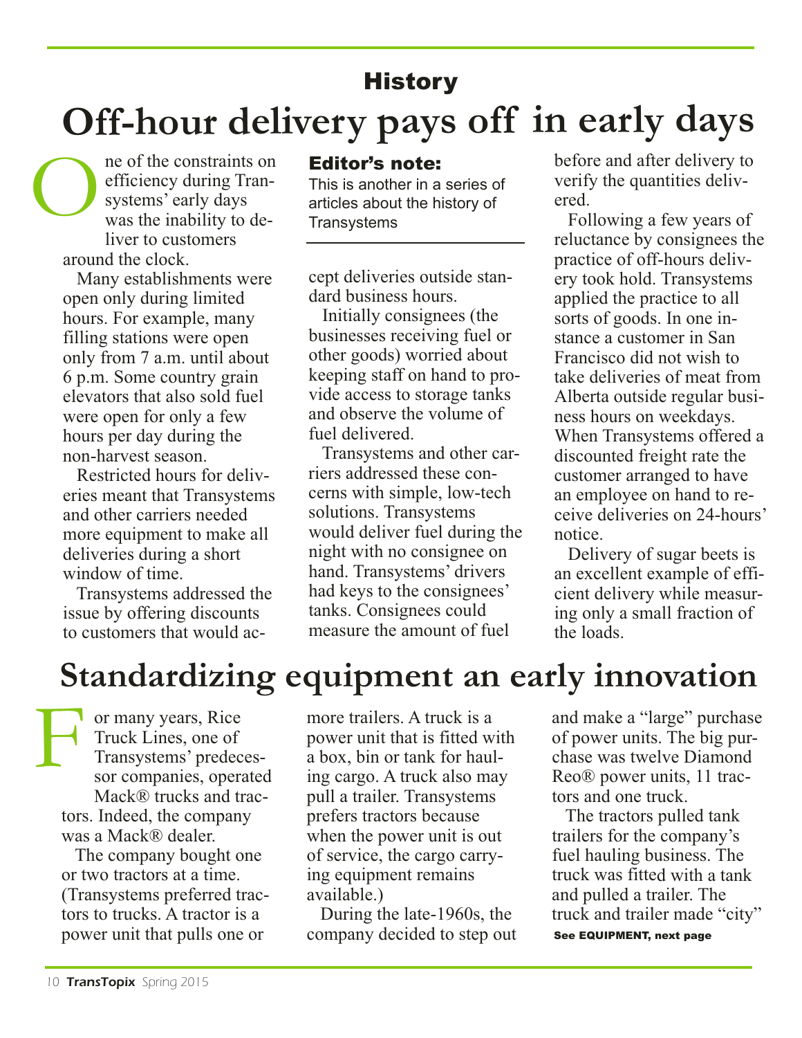## History

# Off-hour delivery pays off in early days

**Editor's note:**

This is another in a series of articles about the history of Transystems

One of the constraints on efficiency during Transystems' early days was the inability to deliver to customers around the clock.

Many establishments were open only during limited hours. For example, many filling stations were open only from 7 a.m. until about 6 p.m. Some country grain elevators that also sold fuel were open for only a few hours per day during the non-harvest season.

Restricted hours for deliveries meant that Transystems and other carriers needed more equipment to make all deliveries during a short window of time.

Transystems addressed the issue by offering discounts to customers that would accept deliveries outside standard business hours.

Initially consignees (the businesses receiving fuel or other goods) worried about keeping staff on hand to provide access to storage tanks and observe the volume of fuel delivered.

Transystems and other carriers addressed these concerns with simple, low-tech solutions. Transystems would deliver fuel during the night with no consignee on hand. Transystems' drivers had keys to the consignees' tanks. Consignees could measure the amount of fuel before and after delivery to verify the quantities delivered.

Following a few years of reluctance by consignees the practice of off-hours delivery took hold. Transystems applied the practice to all sorts of goods. In one instance a customer in San Francisco did not wish to take deliveries of meat from Alberta outside regular business hours on weekdays. When Transystems offered a discounted freight rate the customer arranged to have an employee on hand to receive deliveries on 24-hours' notice.

Delivery of sugar beets is an excellent example of efficient delivery while measuring only a small fraction of the loads.

# Standardizing equipment an early innovation

For many years, Rice Truck Lines, one of Transystems' predecessor companies, operated Mack® trucks and tractors. Indeed, the company was a Mack® dealer.

The company bought one or two tractors at a time. (Transystems preferred tractors to trucks. A tractor is a power unit that pulls one or more trailers. A truck is a power unit that is fitted with a box, bin or tank for hauling cargo. A truck also may pull a trailer. Transystems prefers tractors because when the power unit is out of service, the cargo carrying equipment remains available.)

During the late-1960s, the company decided to step out and make a "large" purchase of power units. The big purchase was twelve Diamond Reo® power units, 11 tractors and one truck.

The tractors pulled tank trailers for the company's fuel hauling business. The truck was fitted with a tank and pulled a trailer. The truck and trailer made "city"

**See EQUIPMENT, next page**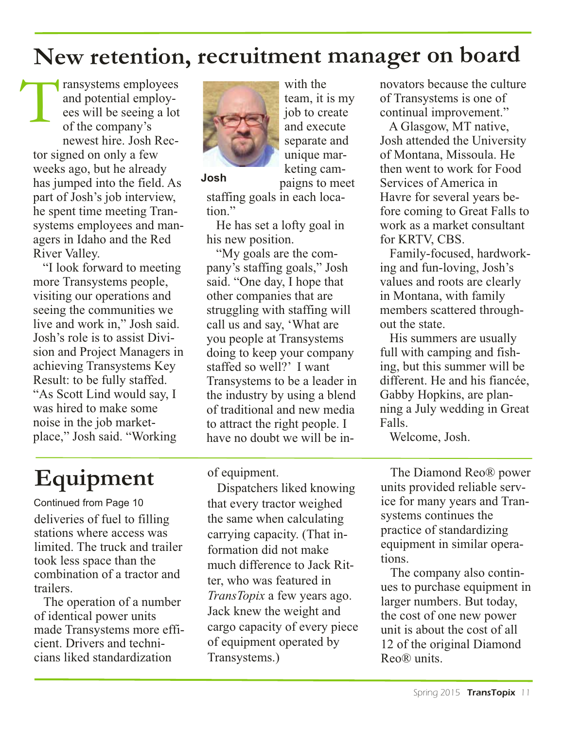# New retention, recruitment manager on board

Transystems employees and potential employees will be seeing a lot of the company's newest hire. Josh Rector signed on only a few weeks ago, but he already has jumped into the field. As part of Josh's job interview, he spent time meeting Transystems employees and managers in Idaho and the Red River Valley.

"I look forward to meeting more Transystems people, visiting our operations and seeing the communities we live and work in," Josh said. Josh's role is to assist Division and Project Managers in achieving Transystems Key Result: to be fully staffed. "As Scott Lind would say, I was hired to make some noise in the job marketplace," Josh said. "Working with the team, it is my job to create and execute separate and unique marketing campaigns to meet staffing goals in each location."

Josh

He has set a lofty goal in his new position.

"My goals are the company's staffing goals," Josh said. "One day, I hope that other companies that are struggling with staffing will call us and say, 'What are you people at Transystems doing to keep your company staffed so well?' I want Transystems to be a leader in the industry by using a blend of traditional and new media to attract the right people. I have no doubt we will be innovators because the culture of Transystems is one of continual improvement."

A Glasgow, MT native, Josh attended the University of Montana, Missoula. He then went to work for Food Services of America in Havre for several years before coming to Great Falls to work as a market consultant for KRTV, CBS.

Family-focused, hardworking and fun-loving, Josh's values and roots are clearly in Montana, with family members scattered throughout the state.

His summers are usually full with camping and fishing, but this summer will be different. He and his fiancée, Gabby Hopkins, are planning a July wedding in Great Falls.

Welcome, Josh.

# Equipment

Continued from Page 10

deliveries of fuel to filling stations where access was limited. The truck and trailer took less space than the combination of a tractor and trailers.

The operation of a number of identical power units made Transystems more efficient. Drivers and technicians liked standardization of equipment.

Dispatchers liked knowing that every tractor weighed the same when calculating carrying capacity. (That information did not make much difference to Jack Ritter, who was featured in *TransTopix* a few years ago. Jack knew the weight and cargo capacity of every piece of equipment operated by Transystems.)

The Diamond Reo® power units provided reliable service for many years and Transystems continues the practice of standardizing equipment in similar operations.

The company also continues to purchase equipment in larger numbers. But today, the cost of one new power unit is about the cost of all 12 of the original Diamond Reo® units.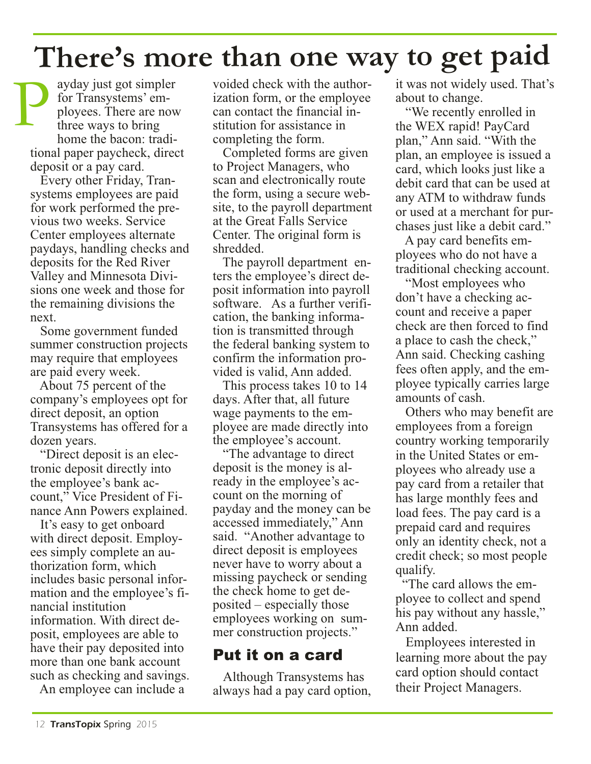# There's more than one way to get paid

Payday just got simpler for Transystems' employees. There are now three ways to bring home the bacon: traditional paper paycheck, direct deposit or a pay card.

Every other Friday, Transystems employees are paid for work performed the previous two weeks. Service Center employees alternate paydays, handling checks and deposits for the Red River Valley and Minnesota Divisions one week and those for the remaining divisions the next.

Some government funded summer construction projects may require that employees are paid every week.

About 75 percent of the company's employees opt for direct deposit, an option Transystems has offered for a dozen years.

"Direct deposit is an electronic deposit directly into the employee's bank account," Vice President of Finance Ann Powers explained.

It's easy to get onboard with direct deposit. Employees simply complete an authorization form, which includes basic personal information and the employee's financial institution information. With direct deposit, employees are able to have their pay deposited into more than one bank account such as checking and savings.

An employee can include a voided check with the authorization form, or the employee can contact the financial institution for assistance in completing the form.

Completed forms are given to Project Managers, who scan and electronically route the form, using a secure website, to the payroll department at the Great Falls Service Center. The original form is shredded.

The payroll department enters the employee's direct deposit information into payroll software. As a further verification, the banking information is transmitted through the federal banking system to confirm the information provided is valid, Ann added.

This process takes 10 to 14 days. After that, all future wage payments to the employee are made directly into the employee's account.

"The advantage to direct deposit is the money is already in the employee's account on the morning of payday and the money can be accessed immediately," Ann said. "Another advantage to direct deposit is employees never have to worry about a missing paycheck or sending the check home to get deposited – especially those employees working on summer construction projects."

## Put it on a card

Although Transystems has always had a pay card option, it was not widely used. That's about to change.

"We recently enrolled in the WEX rapid! PayCard plan," Ann said. "With the plan, an employee is issued a card, which looks just like a debit card that can be used at any ATM to withdraw funds or used at a merchant for purchases just like a debit card."

A pay card benefits employees who do not have a traditional checking account.

"Most employees who don't have a checking account and receive a paper check are then forced to find a place to cash the check," Ann said. Checking cashing fees often apply, and the employee typically carries large amounts of cash.

Others who may benefit are employees from a foreign country working temporarily in the United States or employees who already use a pay card from a retailer that has large monthly fees and load fees. The pay card is a prepaid card and requires only an identity check, not a credit check; so most people qualify.

"The card allows the employee to collect and spend his pay without any hassle," Ann added.

Employees interested in learning more about the pay card option should contact their Project Managers.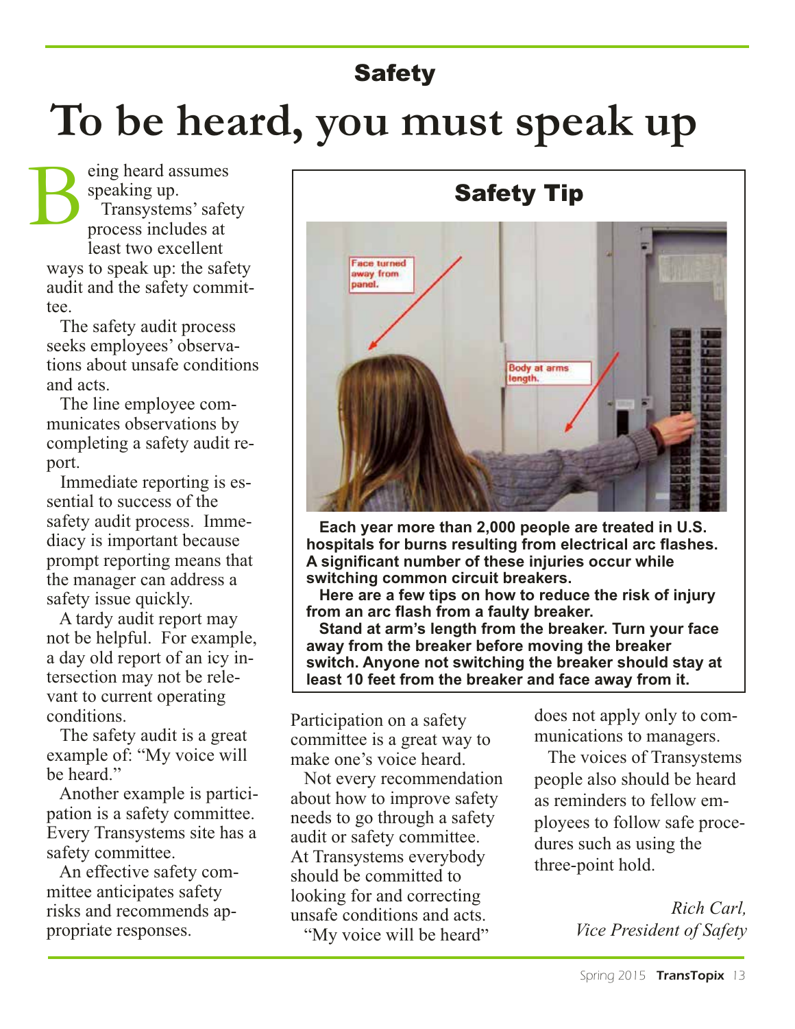## Safety

# To be heard, you must speak up

Being heard assumes speaking up.

Transystems' safety process includes at least two excellent ways to speak up: the safety audit and the safety committee.

The safety audit process seeks employees' observations about unsafe conditions and acts.

The line employee communicates observations by completing a safety audit report.

Immediate reporting is essential to success of the safety audit process. Immediacy is important because prompt reporting means that the manager can address a safety issue quickly.

A tardy audit report may not be helpful. For example, a day old report of an icy intersection may not be relevant to current operating conditions.

The safety audit is a great example of: "My voice will be heard."

Another example is participation is a safety committee. Every Transystems site has a safety committee.

An effective safety committee anticipates safety risks and recommends appropriate responses.

Participation on a safety committee is a great way to make one's voice heard.

Not every recommendation about how to improve safety needs to go through a safety audit or safety committee. At Transystems everybody should be committed to looking for and correcting unsafe conditions and acts.

"My voice will be heard" does not apply only to communications to managers.

The voices of Transystems people also should be heard as reminders to fellow employees to follow safe procedures such as using the three-point hold.

*Rich Carl,*
*Vice President of Safety*

### Safety Tip

Face turned away from panel.

Body at arms length.

**Each year more than 2,000 people are treated in U.S. hospitals for burns resulting from electrical arc flashes. A significant number of these injuries occur while switching common circuit breakers.**

**Here are a few tips on how to reduce the risk of injury from an arc flash from a faulty breaker.**

**Stand at arm's length from the breaker. Turn your face away from the breaker before moving the breaker switch. Anyone not switching the breaker should stay at least 10 feet from the breaker and face away from it.**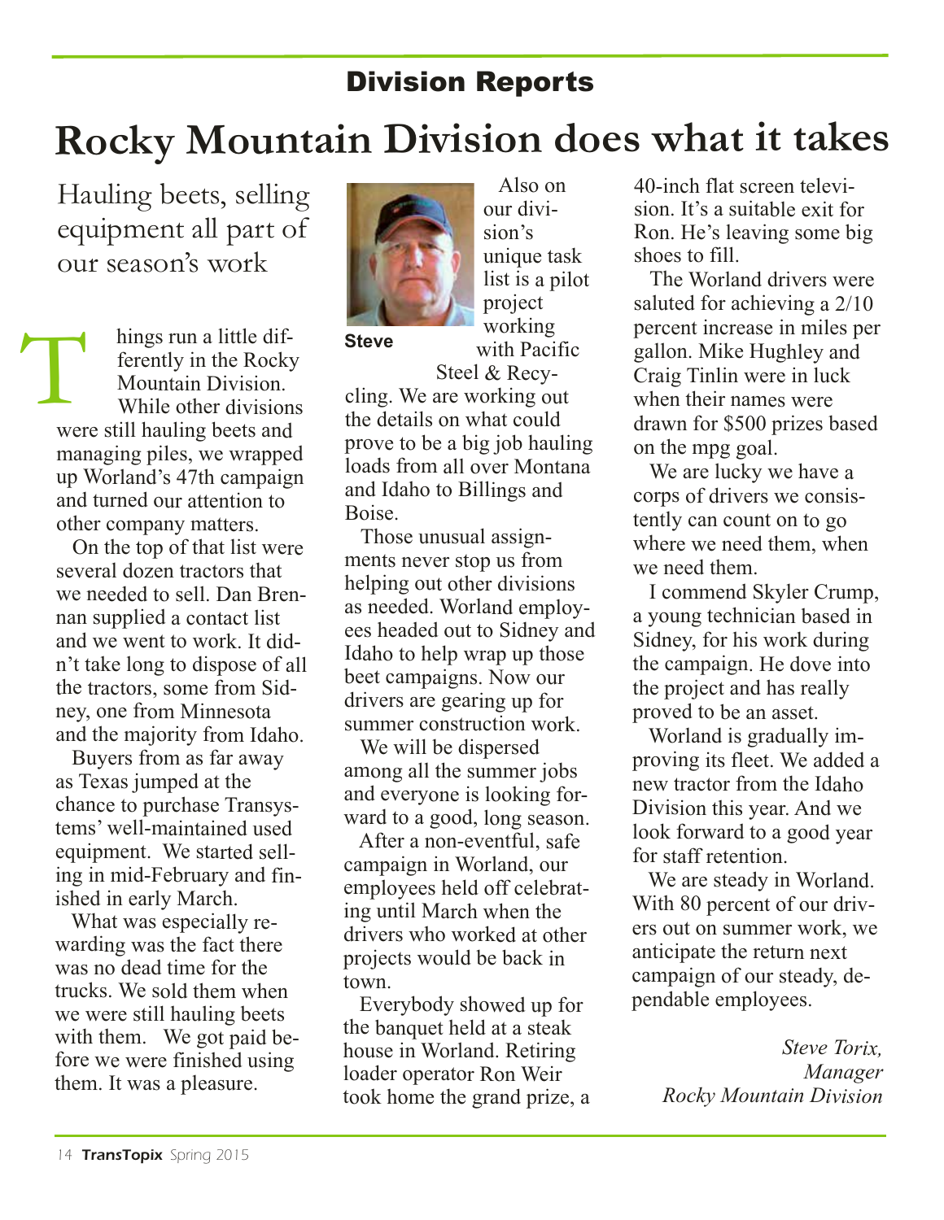Division Reports

# Rocky Mountain Division does what it takes

## Hauling beets, selling equipment all part of our season's work

Things run a little differently in the Rocky Mountain Division. While other divisions were still hauling beets and managing piles, we wrapped up Worland's 47th campaign and turned our attention to other company matters.

On the top of that list were several dozen tractors that we needed to sell. Dan Brennan supplied a contact list and we went to work. It didn't take long to dispose of all the tractors, some from Sidney, one from Minnesota and the majority from Idaho.

Buyers from as far away as Texas jumped at the chance to purchase Transystems' well-maintained used equipment. We started selling in mid-February and finished in early March.

What was especially rewarding was the fact there was no dead time for the trucks. We sold them when we were still hauling beets with them. We got paid before we were finished using them. It was a pleasure.

Steve

Also on our division's unique task list is a pilot project working with Pacific Steel & Recycling. We are working out the details on what could prove to be a big job hauling loads from all over Montana and Idaho to Billings and Boise.

Those unusual assignments never stop us from helping out other divisions as needed. Worland employees headed out to Sidney and Idaho to help wrap up those beet campaigns. Now our drivers are gearing up for summer construction work.

We will be dispersed among all the summer jobs and everyone is looking forward to a good, long season.

After a non-eventful, safe campaign in Worland, our employees held off celebrating until March when the drivers who worked at other projects would be back in town.

Everybody showed up for the banquet held at a steak house in Worland. Retiring loader operator Ron Weir took home the grand prize, a 40-inch flat screen television. It's a suitable exit for Ron. He's leaving some big shoes to fill.

The Worland drivers were saluted for achieving a 2/10 percent increase in miles per gallon. Mike Hughley and Craig Tinlin were in luck when their names were drawn for $500 prizes based on the mpg goal.

We are lucky we have a corps of drivers we consistently can count on to go where we need them, when we need them.

I commend Skyler Crump, a young technician based in Sidney, for his work during the campaign. He dove into the project and has really proved to be an asset.

Worland is gradually improving its fleet. We added a new tractor from the Idaho Division this year. And we look forward to a good year for staff retention.

We are steady in Worland. With 80 percent of our drivers out on summer work, we anticipate the return next campaign of our steady, dependable employees.

*Steve Torix,*
*Manager*
*Rocky Mountain Division*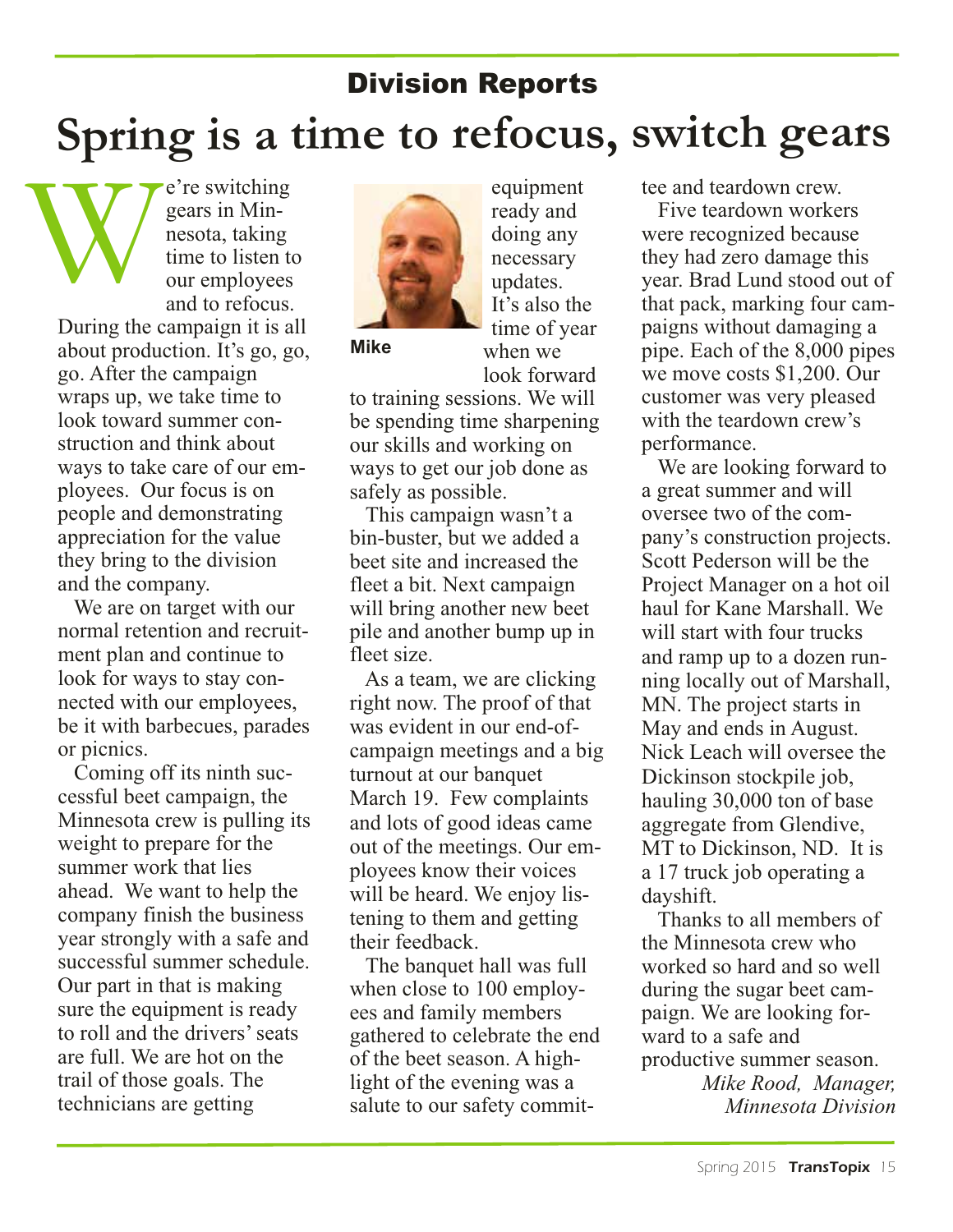## Division Reports

# Spring is a time to refocus, switch gears

We're switching gears in Minnesota, taking time to listen to our employees and to refocus. During the campaign it is all about production. It's go, go, go. After the campaign wraps up, we take time to look toward summer construction and think about ways to take care of our employees. Our focus is on people and demonstrating appreciation for the value they bring to the division and the company.

We are on target with our normal retention and recruitment plan and continue to look for ways to stay connected with our employees, be it with barbecues, parades or picnics.

Coming off its ninth successful beet campaign, the Minnesota crew is pulling its weight to prepare for the summer work that lies ahead. We want to help the company finish the business year strongly with a safe and successful summer schedule. Our part in that is making sure the equipment is ready to roll and the drivers' seats are full. We are hot on the trail of those goals. The technicians are getting equipment ready and doing any necessary updates. It's also the time of year when we look forward to training sessions. We will be spending time sharpening our skills and working on ways to get our job done as safely as possible.

Mike

This campaign wasn't a bin-buster, but we added a beet site and increased the fleet a bit. Next campaign will bring another new beet pile and another bump up in fleet size.

As a team, we are clicking right now. The proof of that was evident in our end-of-campaign meetings and a big turnout at our banquet March 19. Few complaints and lots of good ideas came out of the meetings. Our employees know their voices will be heard. We enjoy listening to them and getting their feedback.

The banquet hall was full when close to 100 employees and family members gathered to celebrate the end of the beet season. A highlight of the evening was a salute to our safety committee and teardown crew.

Five teardown workers were recognized because they had zero damage this year. Brad Lund stood out of that pack, marking four campaigns without damaging a pipe. Each of the 8,000 pipes we move costs $1,200. Our customer was very pleased with the teardown crew's performance.

We are looking forward to a great summer and will oversee two of the company's construction projects. Scott Pederson will be the Project Manager on a hot oil haul for Kane Marshall. We will start with four trucks and ramp up to a dozen running locally out of Marshall, MN. The project starts in May and ends in August. Nick Leach will oversee the Dickinson stockpile job, hauling 30,000 ton of base aggregate from Glendive, MT to Dickinson, ND. It is a 17 truck job operating a dayshift.

Thanks to all members of the Minnesota crew who worked so hard and so well during the sugar beet campaign. We are looking forward to a safe and productive summer season.

*Mike Rood, Manager, Minnesota Division*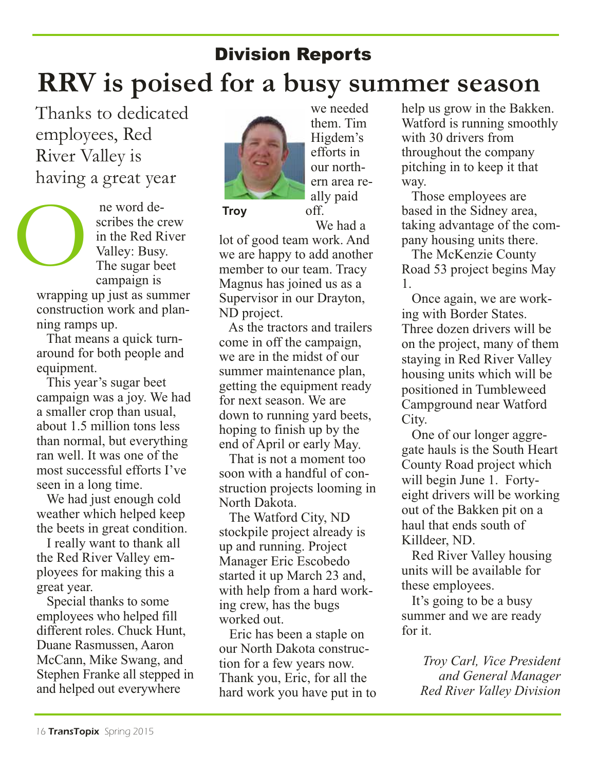## Division Reports

# RRV is poised for a busy summer season

Thanks to dedicated employees, Red River Valley is having a great year

One word describes the crew in the Red River Valley: Busy. The sugar beet campaign is wrapping up just as summer construction work and planning ramps up.

That means a quick turnaround for both people and equipment.

This year's sugar beet campaign was a joy. We had a smaller crop than usual, about 1.5 million tons less than normal, but everything ran well. It was one of the most successful efforts I've seen in a long time.

We had just enough cold weather which helped keep the beets in great condition.

I really want to thank all the Red River Valley employees for making this a great year.

Special thanks to some employees who helped fill different roles. Chuck Hunt, Duane Rasmussen, Aaron McCann, Mike Swang, and Stephen Franke all stepped in and helped out everywhere we needed them. Tim Higdem's efforts in our northern area really paid off.

Troy

We had a lot of good team work. And we are happy to add another member to our team. Tracy Magnus has joined us as a Supervisor in our Drayton, ND project.

As the tractors and trailers come in off the campaign, we are in the midst of our summer maintenance plan, getting the equipment ready for next season. We are down to running yard beets, hoping to finish up by the end of April or early May.

That is not a moment too soon with a handful of construction projects looming in North Dakota.

The Watford City, ND stockpile project already is up and running. Project Manager Eric Escobedo started it up March 23 and, with help from a hard working crew, has the bugs worked out.

Eric has been a staple on our North Dakota construction for a few years now. Thank you, Eric, for all the hard work you have put in to help us grow in the Bakken. Watford is running smoothly with 30 drivers from throughout the company pitching in to keep it that way.

Those employees are based in the Sidney area, taking advantage of the company housing units there.

The McKenzie County Road 53 project begins May 1.

Once again, we are working with Border States. Three dozen drivers will be on the project, many of them staying in Red River Valley housing units which will be positioned in Tumbleweed Campground near Watford City.

One of our longer aggregate hauls is the South Heart County Road project which will begin June 1. Forty-eight drivers will be working out of the Bakken pit on a haul that ends south of Killdeer, ND.

Red River Valley housing units will be available for these employees.

It's going to be a busy summer and we are ready for it.

*Troy Carl, Vice President and General Manager Red River Valley Division*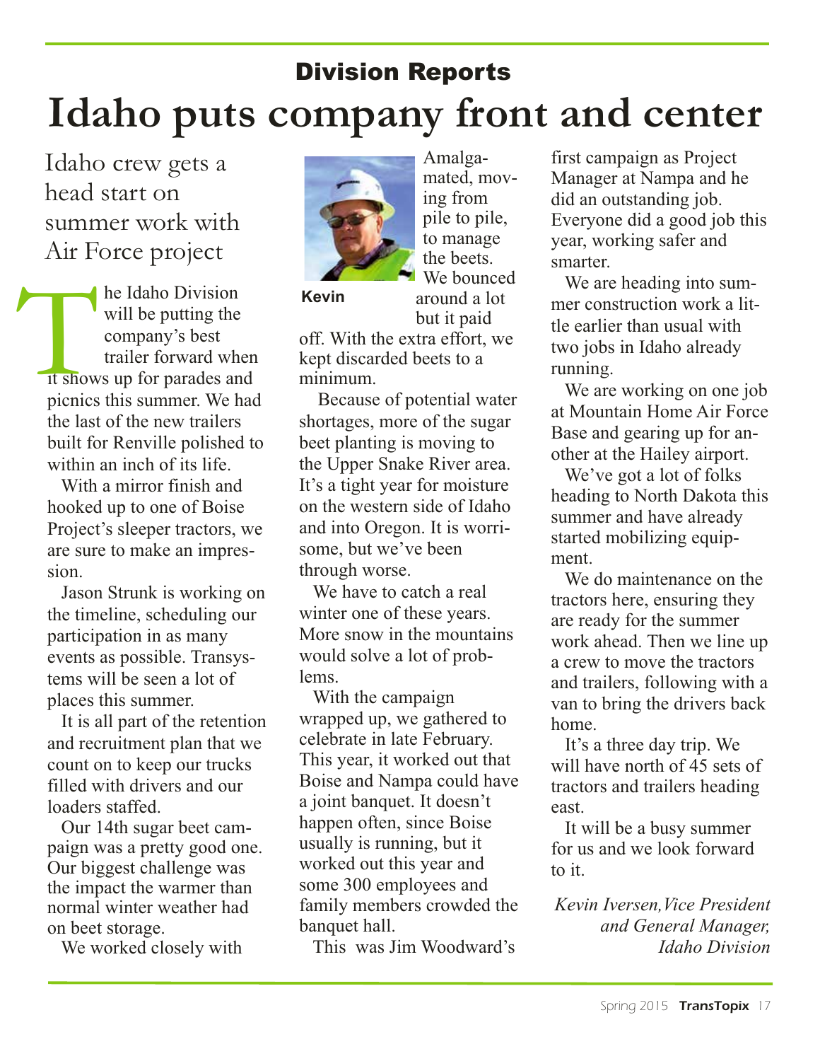## Division Reports

# Idaho puts company front and center

### Idaho crew gets a head start on summer work with Air Force project

The Idaho Division will be putting the company's best trailer forward when it shows up for parades and picnics this summer. We had the last of the new trailers built for Renville polished to within an inch of its life.

With a mirror finish and hooked up to one of Boise Project's sleeper tractors, we are sure to make an impression.

Jason Strunk is working on the timeline, scheduling our participation in as many events as possible. Transystems will be seen a lot of places this summer.

It is all part of the retention and recruitment plan that we count on to keep our trucks filled with drivers and our loaders staffed.

Our 14th sugar beet campaign was a pretty good one. Our biggest challenge was the impact the warmer than normal winter weather had on beet storage.

We worked closely with Amalgamated, moving from pile to pile, to manage the beets. We bounced around a lot but it paid off. With the extra effort, we kept discarded beets to a minimum.

Kevin

Because of potential water shortages, more of the sugar beet planting is moving to the Upper Snake River area. It's a tight year for moisture on the western side of Idaho and into Oregon. It is worrisome, but we've been through worse.

We have to catch a real winter one of these years. More snow in the mountains would solve a lot of problems.

With the campaign wrapped up, we gathered to celebrate in late February. This year, it worked out that Boise and Nampa could have a joint banquet. It doesn't happen often, since Boise usually is running, but it worked out this year and some 300 employees and family members crowded the banquet hall.

This was Jim Woodward's first campaign as Project Manager at Nampa and he did an outstanding job. Everyone did a good job this year, working safer and smarter.

We are heading into summer construction work a little earlier than usual with two jobs in Idaho already running.

We are working on one job at Mountain Home Air Force Base and gearing up for another at the Hailey airport.

We've got a lot of folks heading to North Dakota this summer and have already started mobilizing equipment.

We do maintenance on the tractors here, ensuring they are ready for the summer work ahead. Then we line up a crew to move the tractors and trailers, following with a van to bring the drivers back home.

It's a three day trip. We will have north of 45 sets of tractors and trailers heading east.

It will be a busy summer for us and we look forward to it.

*Kevin Iversen, Vice President and General Manager, Idaho Division*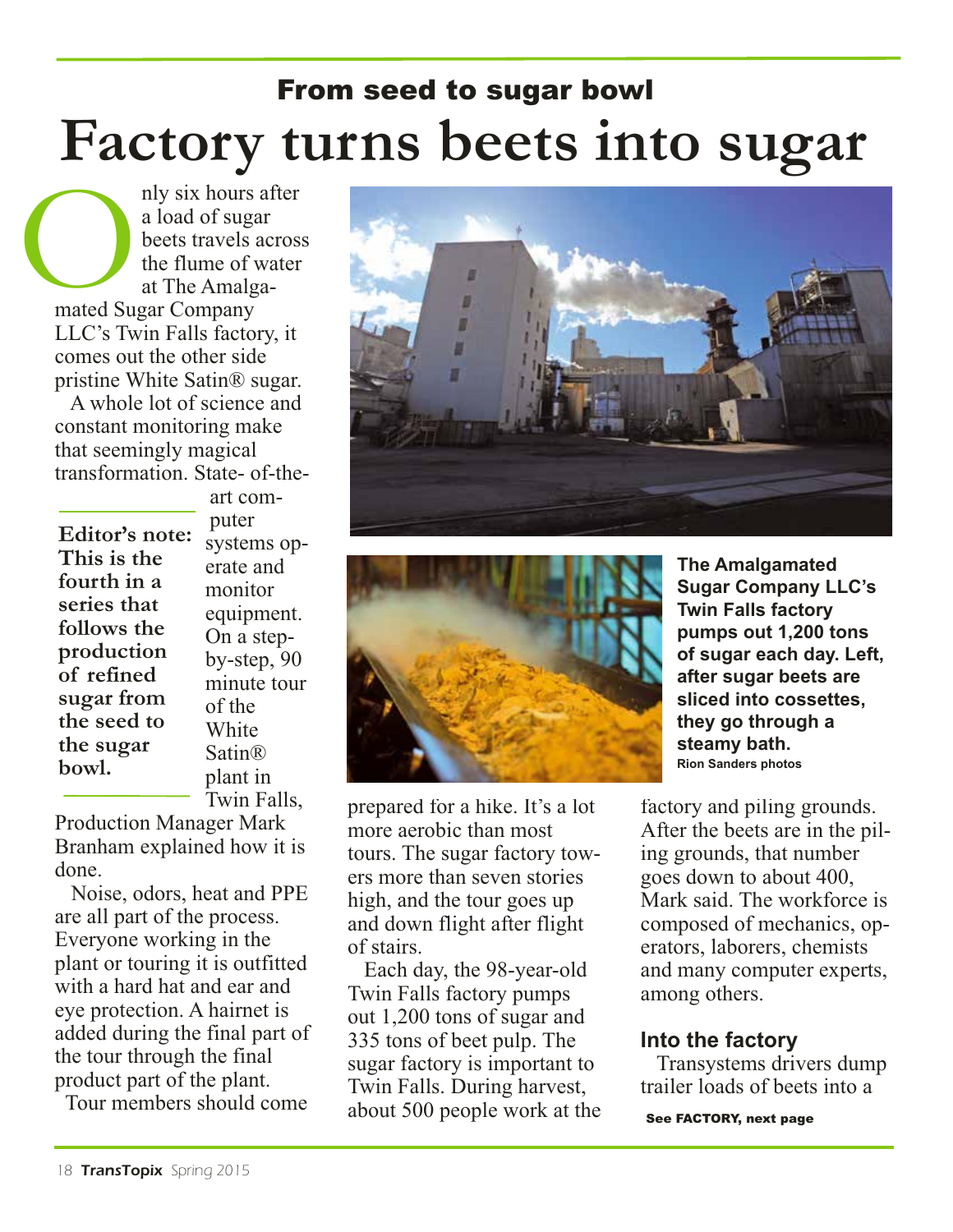## From seed to sugar bowl

# Factory turns beets into sugar

Only six hours after a load of sugar beets travels across the flume of water at The Amalgamated Sugar Company LLC's Twin Falls factory, it comes out the other side pristine White Satin® sugar.

A whole lot of science and constant monitoring make that seemingly magical transformation. State- of-the-art computer systems operate and monitor equipment. On a step-by-step, 90 minute tour of the White Satin® plant in Twin Falls, Production Manager Mark Branham explained how it is done.

**Editor's note: This is the fourth in a series that follows the production of refined sugar from the seed to the sugar bowl.**

Noise, odors, heat and PPE are all part of the process. Everyone working in the plant or touring it is outfitted with a hard hat and ear and eye protection. A hairnet is added during the final part of the tour through the final product part of the plant.

Tour members should come prepared for a hike. It's a lot more aerobic than most tours. The sugar factory towers more than seven stories high, and the tour goes up and down flight after flight of stairs.

Each day, the 98-year-old Twin Falls factory pumps out 1,200 tons of sugar and 335 tons of beet pulp. The sugar factory is important to Twin Falls. During harvest, about 500 people work at the factory and piling grounds. After the beets are in the piling grounds, that number goes down to about 400, Mark said. The workforce is composed of mechanics, operators, laborers, chemists and many computer experts, among others.

**The Amalgamated Sugar Company LLC's Twin Falls factory pumps out 1,200 tons of sugar each day. Left, after sugar beets are sliced into cossettes, they go through a steamy bath.**
Rion Sanders photos

### Into the factory

Transystems drivers dump trailer loads of beets into a

**See FACTORY, next page**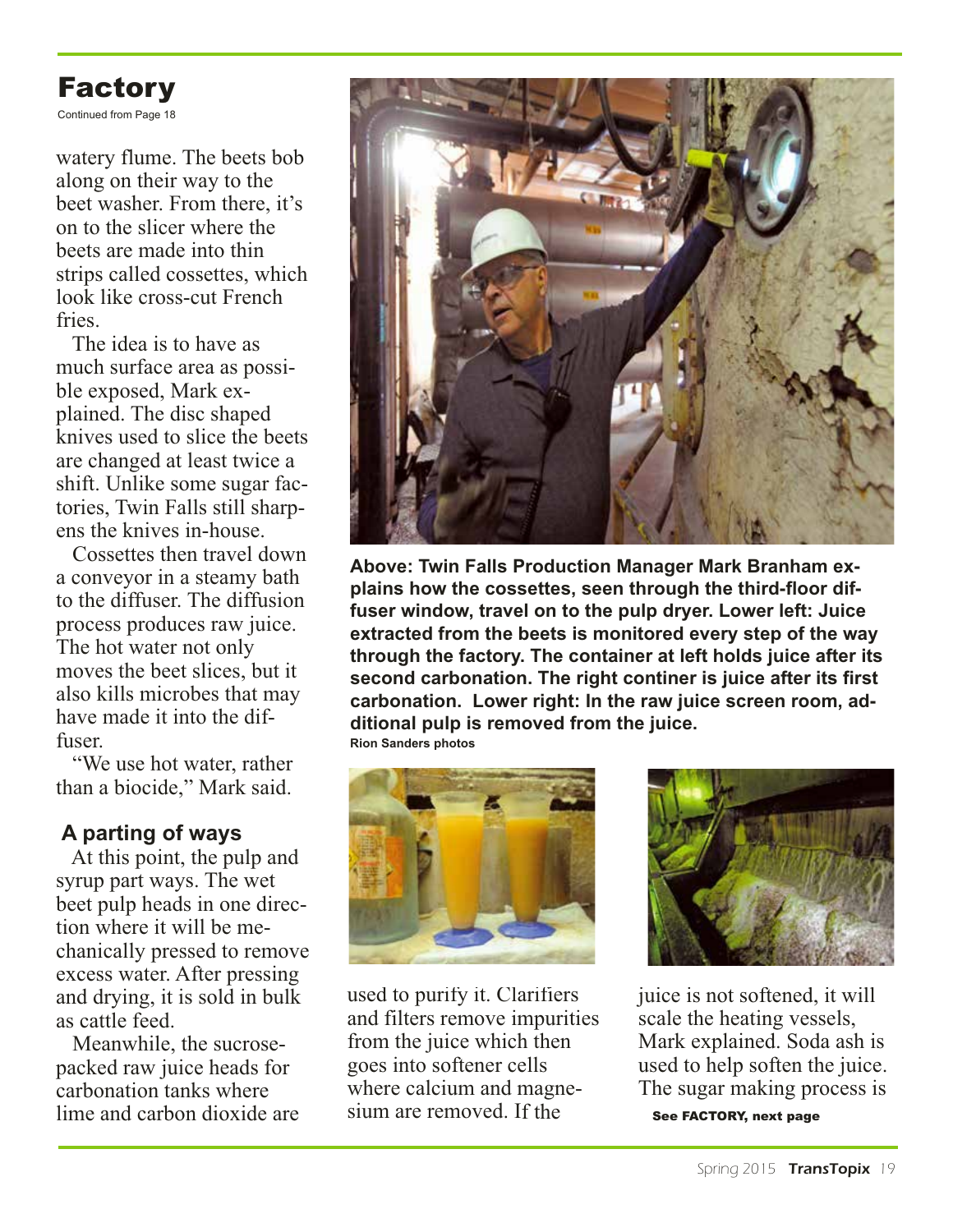# Factory

Continued from Page 18

watery flume. The beets bob along on their way to the beet washer. From there, it's on to the slicer where the beets are made into thin strips called cossettes, which look like cross-cut French fries.

The idea is to have as much surface area as possible exposed, Mark explained. The disc shaped knives used to slice the beets are changed at least twice a shift. Unlike some sugar factories, Twin Falls still sharpens the knives in-house.

Cossettes then travel down a conveyor in a steamy bath to the diffuser. The diffusion process produces raw juice. The hot water not only moves the beet slices, but it also kills microbes that may have made it into the diffuser.

"We use hot water, rather than a biocide," Mark said.

## A parting of ways

At this point, the pulp and syrup part ways. The wet beet pulp heads in one direction where it will be mechanically pressed to remove excess water. After pressing and drying, it is sold in bulk as cattle feed.

Meanwhile, the sucrose-packed raw juice heads for carbonation tanks where lime and carbon dioxide are used to purify it. Clarifiers and filters remove impurities from the juice which then goes into softener cells where calcium and magnesium are removed. If the juice is not softened, it will scale the heating vessels, Mark explained. Soda ash is used to help soften the juice. The sugar making process is

**See FACTORY, next page**

**Above: Twin Falls Production Manager Mark Branham explains how the cossettes, seen through the third-floor diffuser window, travel on to the pulp dryer. Lower left: Juice extracted from the beets is monitored every step of the way through the factory. The container at left holds juice after its second carbonation. The right continer is juice after its first carbonation. Lower right: In the raw juice screen room, additional pulp is removed from the juice.**

**Rion Sanders photos**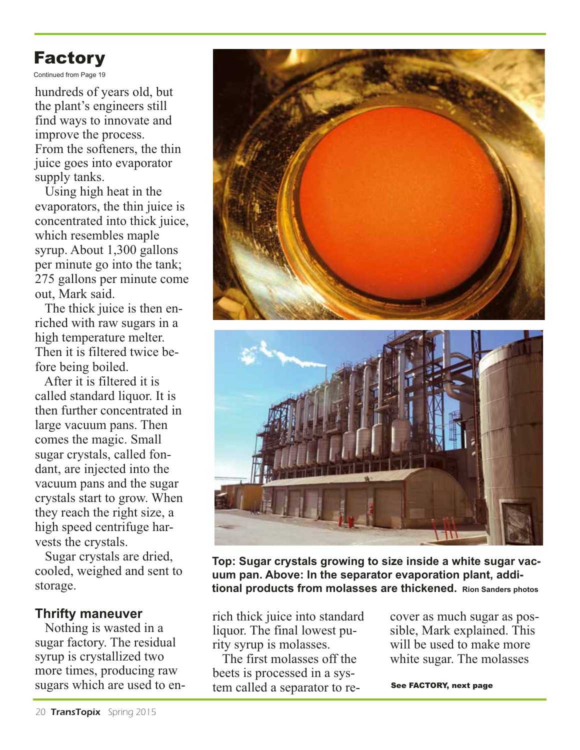# Factory

Continued from Page 19

hundreds of years old, but the plant's engineers still find ways to innovate and improve the process.
From the softeners, the thin juice goes into evaporator supply tanks.

Using high heat in the evaporators, the thin juice is concentrated into thick juice, which resembles maple syrup. About 1,300 gallons per minute go into the tank; 275 gallons per minute come out, Mark said.

The thick juice is then enriched with raw sugars in a high temperature melter. Then it is filtered twice before being boiled.

After it is filtered it is called standard liquor. It is then further concentrated in large vacuum pans. Then comes the magic. Small sugar crystals, called fondant, are injected into the vacuum pans and the sugar crystals start to grow. When they reach the right size, a high speed centrifuge harvests the crystals.

Sugar crystals are dried, cooled, weighed and sent to storage.

**Top: Sugar crystals growing to size inside a white sugar vacuum pan. Above: In the separator evaporation plant, additional products from molasses are thickened.** Rion Sanders photos

### Thrifty maneuver

Nothing is wasted in a sugar factory. The residual syrup is crystallized two more times, producing raw sugars which are used to enrich thick juice into standard liquor. The final lowest purity syrup is molasses.

The first molasses off the beets is processed in a system called a separator to recover as much sugar as possible, Mark explained. This will be used to make more white sugar. The molasses

**See FACTORY, next page**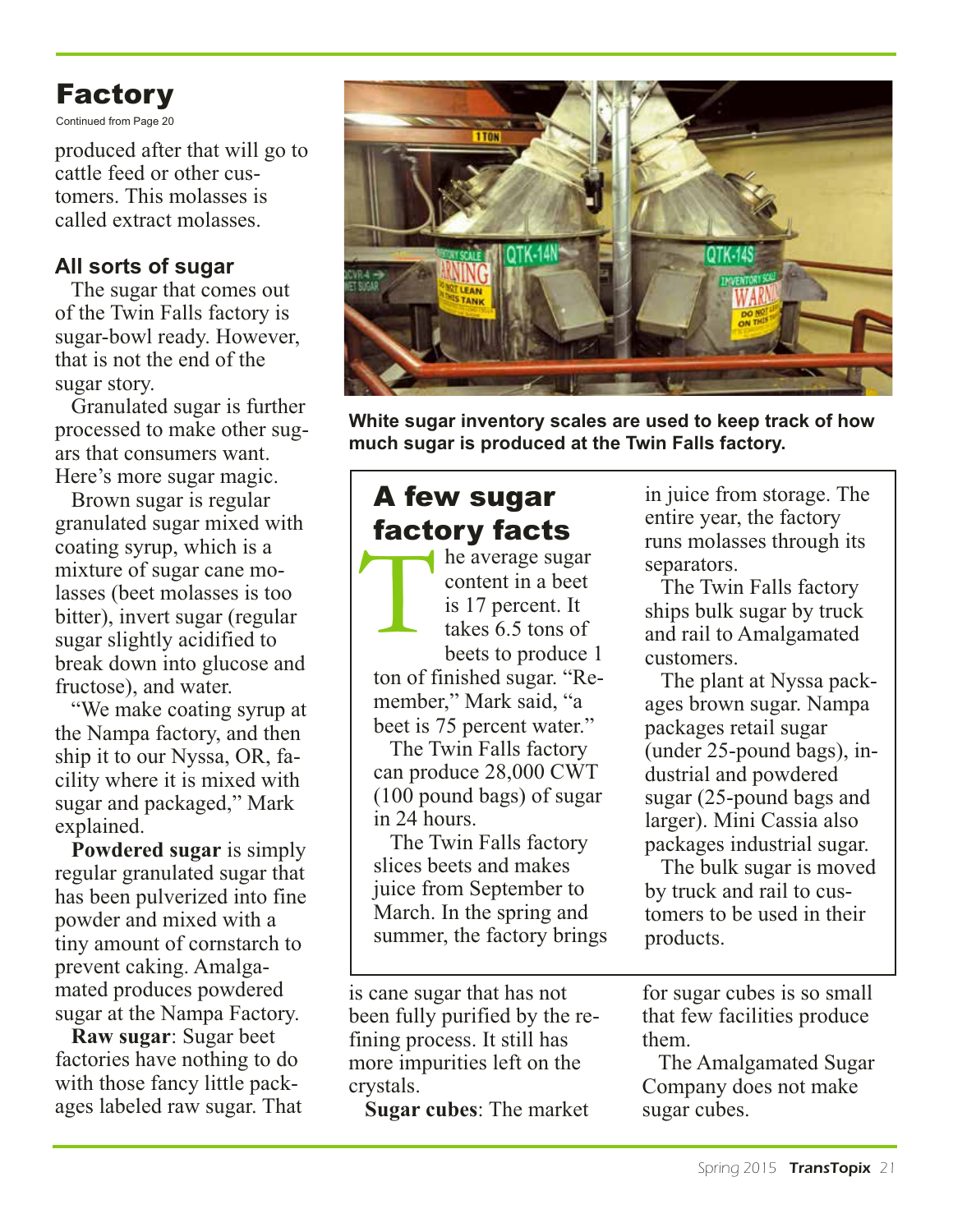# Factory

Continued from Page 20

produced after that will go to cattle feed or other customers. This molasses is called extract molasses.

## All sorts of sugar

The sugar that comes out of the Twin Falls factory is sugar-bowl ready. However, that is not the end of the sugar story.

Granulated sugar is further processed to make other sugars that consumers want. Here's more sugar magic.

Brown sugar is regular granulated sugar mixed with coating syrup, which is a mixture of sugar cane molasses (beet molasses is too bitter), invert sugar (regular sugar slightly acidified to break down into glucose and fructose), and water.

"We make coating syrup at the Nampa factory, and then ship it to our Nyssa, OR, facility where it is mixed with sugar and packaged," Mark explained.

**Powdered sugar** is simply regular granulated sugar that has been pulverized into fine powder and mixed with a tiny amount of cornstarch to prevent caking. Amalgamated produces powdered sugar at the Nampa Factory.

**Raw sugar**: Sugar beet factories have nothing to do with those fancy little packages labeled raw sugar. That is cane sugar that has not been fully purified by the refining process. It still has more impurities left on the crystals.

**Sugar cubes**: The market for sugar cubes is so small that few facilities produce them.

The Amalgamated Sugar Company does not make sugar cubes.

**White sugar inventory scales are used to keep track of how much sugar is produced at the Twin Falls factory.**

## A few sugar factory facts

The average sugar content in a beet is 17 percent. It takes 6.5 tons of beets to produce 1 ton of finished sugar. "Remember," Mark said, "a beet is 75 percent water."

The Twin Falls factory can produce 28,000 CWT (100 pound bags) of sugar in 24 hours.

The Twin Falls factory slices beets and makes juice from September to March. In the spring and summer, the factory brings in juice from storage. The entire year, the factory runs molasses through its separators.

The Twin Falls factory ships bulk sugar by truck and rail to Amalgamated customers.

The plant at Nyssa packages brown sugar. Nampa packages retail sugar (under 25-pound bags), industrial and powdered sugar (25-pound bags and larger). Mini Cassia also packages industrial sugar.

The bulk sugar is moved by truck and rail to customers to be used in their products.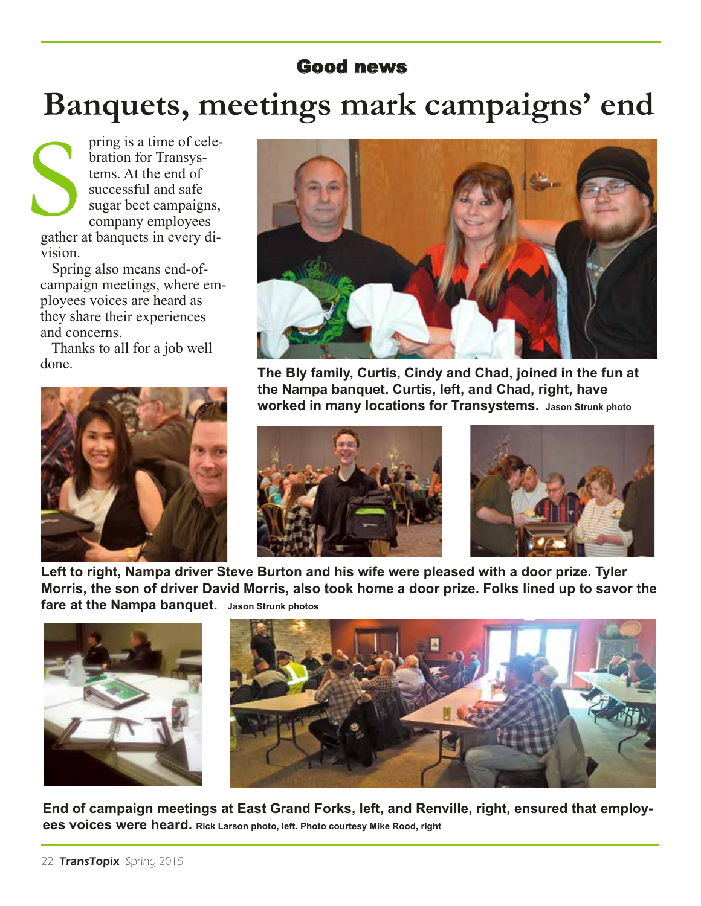## Good news

# Banquets, meetings mark campaigns' end

Spring is a time of celebration for Transystems. At the end of successful and safe sugar beet campaigns, company employees gather at banquets in every division.

Spring also means end-of-campaign meetings, where employees voices are heard as they share their experiences and concerns.

Thanks to all for a job well done.

**The Bly family, Curtis, Cindy and Chad, joined in the fun at the Nampa banquet. Curtis, left, and Chad, right, have worked in many locations for Transystems.** Jason Strunk photo

**Left to right, Nampa driver Steve Burton and his wife were pleased with a door prize. Tyler Morris, the son of driver David Morris, also took home a door prize. Folks lined up to savor the fare at the Nampa banquet.** Jason Strunk photos

**End of campaign meetings at East Grand Forks, left, and Renville, right, ensured that employees voices were heard.** Rick Larson photo, left. Photo courtesy Mike Rood, right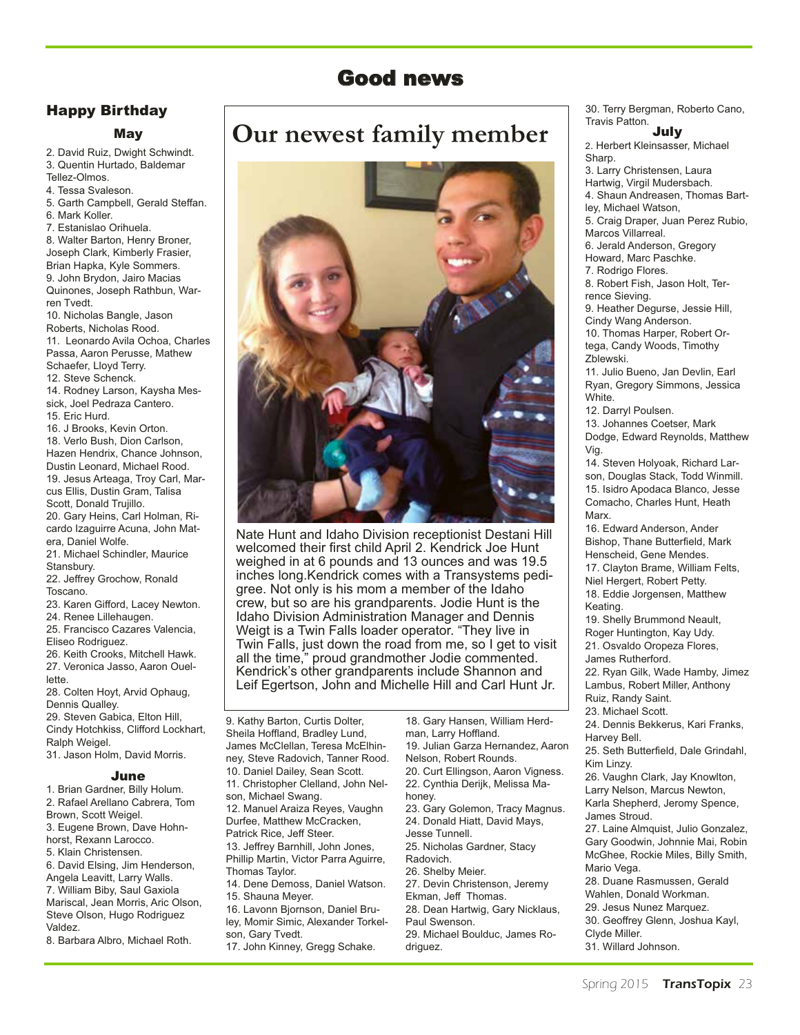# Good news

## Happy Birthday

### May

2. David Ruiz, Dwight Schwindt.
3. Quentin Hurtado, Baldemar Tellez-Olmos.
4. Tessa Svaleson.
5. Garth Campbell, Gerald Steffan.
6. Mark Koller.
7. Estanislao Orihuela.
8. Walter Barton, Henry Broner, Joseph Clark, Kimberly Frasier, Brian Hapka, Kyle Sommers.
9. John Brydon, Jairo Macias Quinones, Joseph Rathbun, Warren Tvedt.
10. Nicholas Bangle, Jason Roberts, Nicholas Rood.
11. Leonardo Avila Ochoa, Charles Passa, Aaron Perusse, Mathew Schaefer, Lloyd Terry.
12. Steve Schenck.
14. Rodney Larson, Kaysha Messick, Joel Pedraza Cantero.
15. Eric Hurd.
16. J Brooks, Kevin Orton.
18. Verlo Bush, Dion Carlson, Hazen Hendrix, Chance Johnson, Dustin Leonard, Michael Rood.
19. Jesus Arteaga, Troy Carl, Marcus Ellis, Dustin Gram, Talisa Scott, Donald Trujillo.
20. Gary Heins, Carl Holman, Ricardo Izaguirre Acuna, John Matera, Daniel Wolfe.
21. Michael Schindler, Maurice Stansbury.
22. Jeffrey Grochow, Ronald Toscano.
23. Karen Gifford, Lacey Newton.
24. Renee Lillehaugen.
25. Francisco Cazares Valencia, Eliseo Rodriguez.
26. Keith Crooks, Mitchell Hawk.
27. Veronica Jasso, Aaron Ouellette.
28. Colten Hoyt, Arvid Ophaug, Dennis Qualley.
29. Steven Gabica, Elton Hill, Cindy Hotchkiss, Clifford Lockhart, Ralph Weigel.
31. Jason Holm, David Morris.

### June

1. Brian Gardner, Billy Holum.
2. Rafael Arellano Cabrera, Tom Brown, Scott Weigel.
3. Eugene Brown, Dave Hohnhorst, Rexann Larocco.
5. Klain Christensen.
6. David Elsing, Jim Henderson, Angela Leavitt, Larry Walls.
7. William Biby, Saul Gaxiola Mariscal, Jean Morris, Aric Olson, Steve Olson, Hugo Rodriguez Valdez.
8. Barbara Albro, Michael Roth.
9. Kathy Barton, Curtis Dolter, Sheila Hoffland, Bradley Lund, James McClellan, Teresa McElhinney, Steve Radovich, Tanner Rood.
10. Daniel Dailey, Sean Scott.
11. Christopher Clelland, John Nelson, Michael Swang.
12. Manuel Araiza Reyes, Vaughn Durfee, Matthew McCracken, Patrick Rice, Jeff Steer.
13. Jeffrey Barnhill, John Jones, Phillip Martin, Victor Parra Aguirre, Thomas Taylor.
14. Dene Demoss, Daniel Watson.
15. Shauna Meyer.
16. Lavonn Bjornson, Daniel Bruley, Momir Simic, Alexander Torkelson, Gary Tvedt.
17. John Kinney, Gregg Schake.
18. Gary Hansen, William Herdman, Larry Hoffland.
19. Julian Garza Hernandez, Aaron Nelson, Robert Rounds.
20. Curt Ellingson, Aaron Vigness.
22. Cynthia Derijk, Melissa Mahoney.
23. Gary Golemon, Tracy Magnus.
24. Donald Hiatt, David Mays, Jesse Tunnell.
25. Nicholas Gardner, Stacy Radovich.
26. Shelby Meier.
27. Devin Christenson, Jeremy Ekman, Jeff Thomas.
28. Dean Hartwig, Gary Nicklaus, Paul Swenson.
29. Michael Boulduc, James Rodriguez.
30. Terry Bergman, Roberto Cano, Travis Patton.

### July

2. Herbert Kleinsasser, Michael Sharp.
3. Larry Christensen, Laura Hartwig, Virgil Mudersbach.
4. Shaun Andreasen, Thomas Bartley, Michael Watson,
5. Craig Draper, Juan Perez Rubio, Marcos Villarreal.
6. Jerald Anderson, Gregory Howard, Marc Paschke.
7. Rodrigo Flores.
8. Robert Fish, Jason Holt, Terrence Sieving.
9. Heather Degurse, Jessie Hill, Cindy Wang Anderson.
10. Thomas Harper, Robert Ortega, Candy Woods, Timothy Zblewski.
11. Julio Bueno, Jan Devlin, Earl Ryan, Gregory Simmons, Jessica White.
12. Darryl Poulsen.
13. Johannes Coetser, Mark Dodge, Edward Reynolds, Matthew Vig.
14. Steven Holyoak, Richard Larson, Douglas Stack, Todd Winmill.
15. Isidro Apodaca Blanco, Jesse Comacho, Charles Hunt, Heath Marx.
16. Edward Anderson, Ander Bishop, Thane Butterfield, Mark Henscheid, Gene Mendes.
17. Clayton Brame, William Felts, Niel Hergert, Robert Petty.
18. Eddie Jorgensen, Matthew Keating.
19. Shelly Brummond Neault, Roger Huntington, Kay Udy.
21. Osvaldo Oropeza Flores, James Rutherford.
22. Ryan Gilk, Wade Hamby, Jimez Lambus, Robert Miller, Anthony Ruiz, Randy Saint.
23. Michael Scott.
24. Dennis Bekkerus, Kari Franks, Harvey Bell.
25. Seth Butterfield, Dale Grindahl, Kim Linzy.
26. Vaughn Clark, Jay Knowlton, Larry Nelson, Marcus Newton, Karla Shepherd, Jeromy Spence, James Stroud.
27. Laine Almquist, Julio Gonzalez, Gary Goodwin, Johnnie Mai, Robin McGhee, Rockie Miles, Billy Smith, Mario Vega.
28. Duane Rasmussen, Gerald Wahlen, Donald Workman.
29. Jesus Nunez Marquez.
30. Geoffrey Glenn, Joshua Kayl, Clyde Miller.
31. Willard Johnson.

## Our newest family member

Nate Hunt and Idaho Division receptionist Destani Hill welcomed their first child April 2. Kendrick Joe Hunt weighed in at 6 pounds and 13 ounces and was 19.5 inches long.Kendrick comes with a Transystems pedigree. Not only is his mom a member of the Idaho crew, but so are his grandparents. Jodie Hunt is the Idaho Division Administration Manager and Dennis Weigt is a Twin Falls loader operator. "They live in Twin Falls, just down the road from me, so I get to visit all the time," proud grandmother Jodie commented. Kendrick's other grandparents include Shannon and Leif Egertson, John and Michelle Hill and Carl Hunt Jr.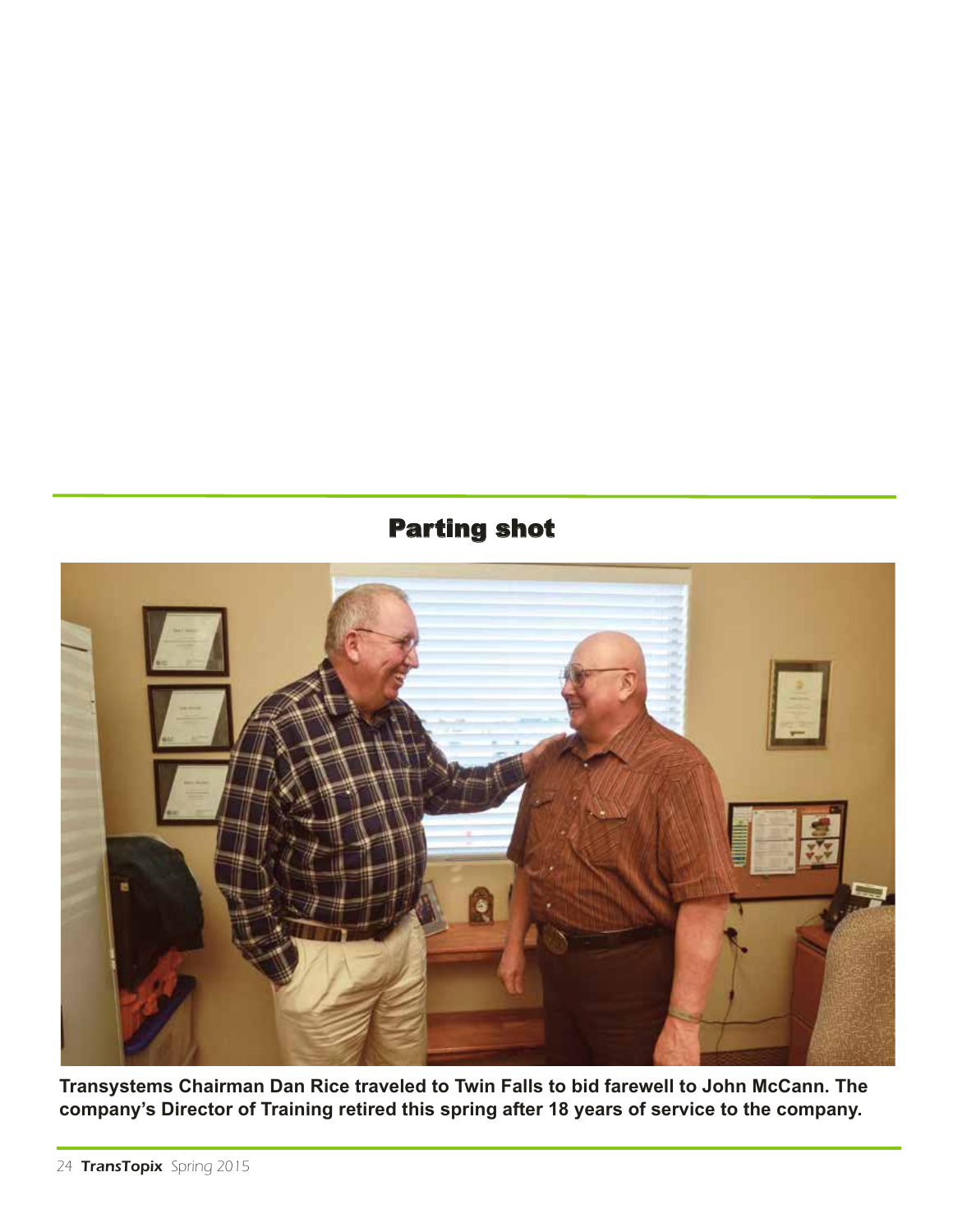## Parting shot

**Transystems Chairman Dan Rice traveled to Twin Falls to bid farewell to John McCann. The company's Director of Training retired this spring after 18 years of service to the company.**